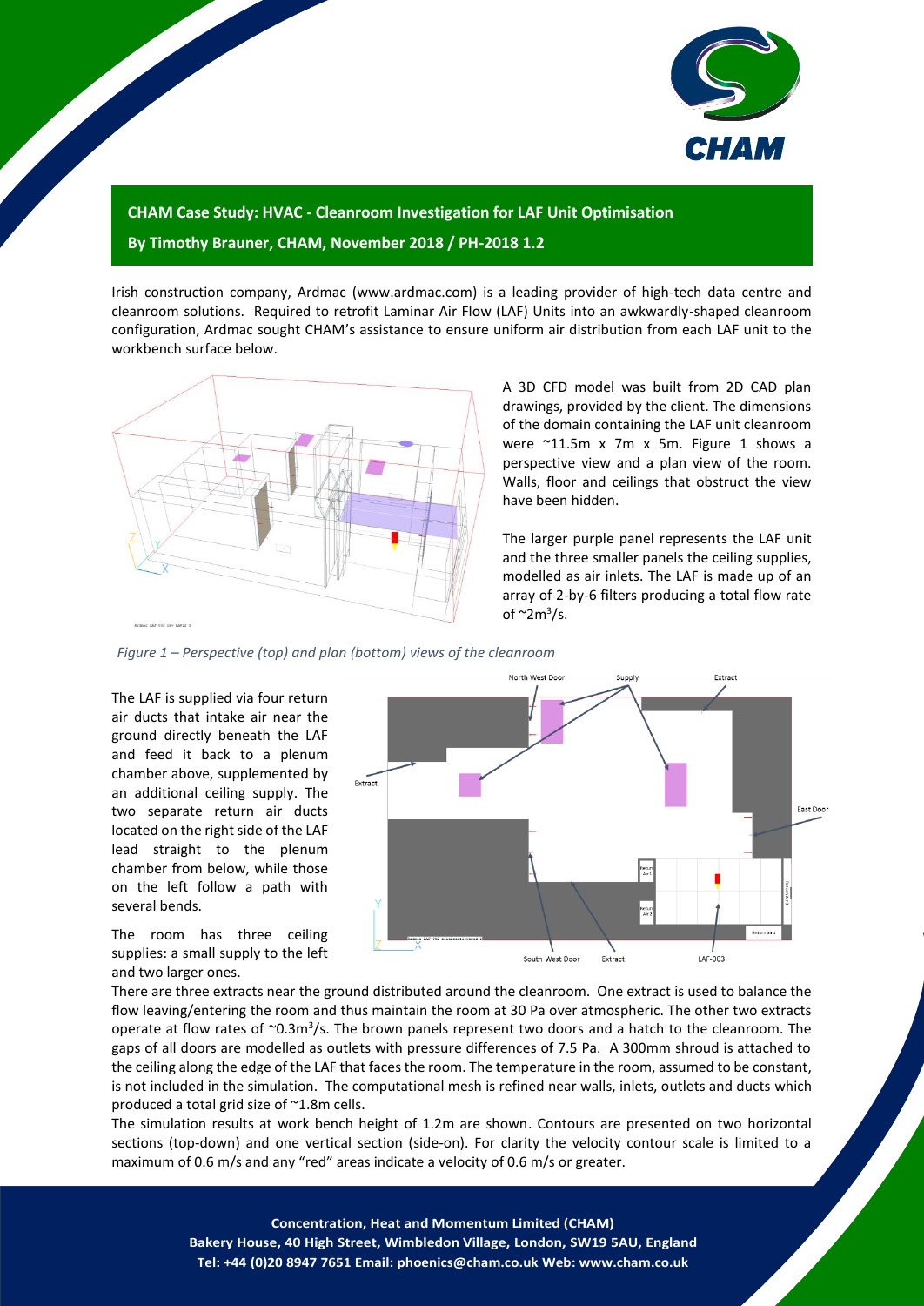## CHAM Case Study: HVAC - Cleanroom Investigation for LAF Unit Optimisation

**By Timothy Brauner, CHAM, November 2018 / PH-2018 1.2**

Irish construction company, Ardmac (www.ardmac.com) is a leading provider of high-tech data centre and cleanroom solutions. Required to retrofit Laminar Air Flow (LAF) Units into an awkwardly-shaped cleanroom configuration, Ardmac sought CHAM's assistance to ensure uniform air distribution from each LAF unit to the workbench surface below.

A 3D CFD model was built from 2D CAD plan drawings, provided by the client. The dimensions of the domain containing the LAF unit cleanroom were ~11.5m x 7m x 5m. Figure 1 shows a perspective view and a plan view of the room. Walls, floor and ceilings that obstruct the view have been hidden.

The larger purple panel represents the LAF unit and the three smaller panels the ceiling supplies, modelled as air inlets. The LAF is made up of an array of 2-by-6 filters producing a total flow rate of ~2m$^3$/s.

*Figure 1 – Perspective (top) and plan (bottom) views of the cleanroom*

The LAF is supplied via four return air ducts that intake air near the ground directly beneath the LAF and feed it back to a plenum chamber above, supplemented by an additional ceiling supply. The two separate return air ducts located on the right side of the LAF lead straight to the plenum chamber from below, while those on the left follow a path with several bends.

The room has three ceiling supplies: a small supply to the left and two larger ones.

There are three extracts near the ground distributed around the cleanroom. One extract is used to balance the flow leaving/entering the room and thus maintain the room at 30 Pa over atmospheric. The other two extracts operate at flow rates of ~0.3m$^3$/s. The brown panels represent two doors and a hatch to the cleanroom. The gaps of all doors are modelled as outlets with pressure differences of 7.5 Pa. A 300mm shroud is attached to the ceiling along the edge of the LAF that faces the room. The temperature in the room, assumed to be constant, is not included in the simulation. The computational mesh is refined near walls, inlets, outlets and ducts which produced a total grid size of ~1.8m cells.

The simulation results at work bench height of 1.2m are shown. Contours are presented on two horizontal sections (top-down) and one vertical section (side-on). For clarity the velocity contour scale is limited to a maximum of 0.6 m/s and any "red" areas indicate a velocity of 0.6 m/s or greater.

**Concentration, Heat and Momentum Limited (CHAM)**
**Bakery House, 40 High Street, Wimbledon Village, London, SW19 5AU, England**
**Tel: +44 (0)20 8947 7651 Email: phoenics@cham.co.uk Web: www.cham.co.uk**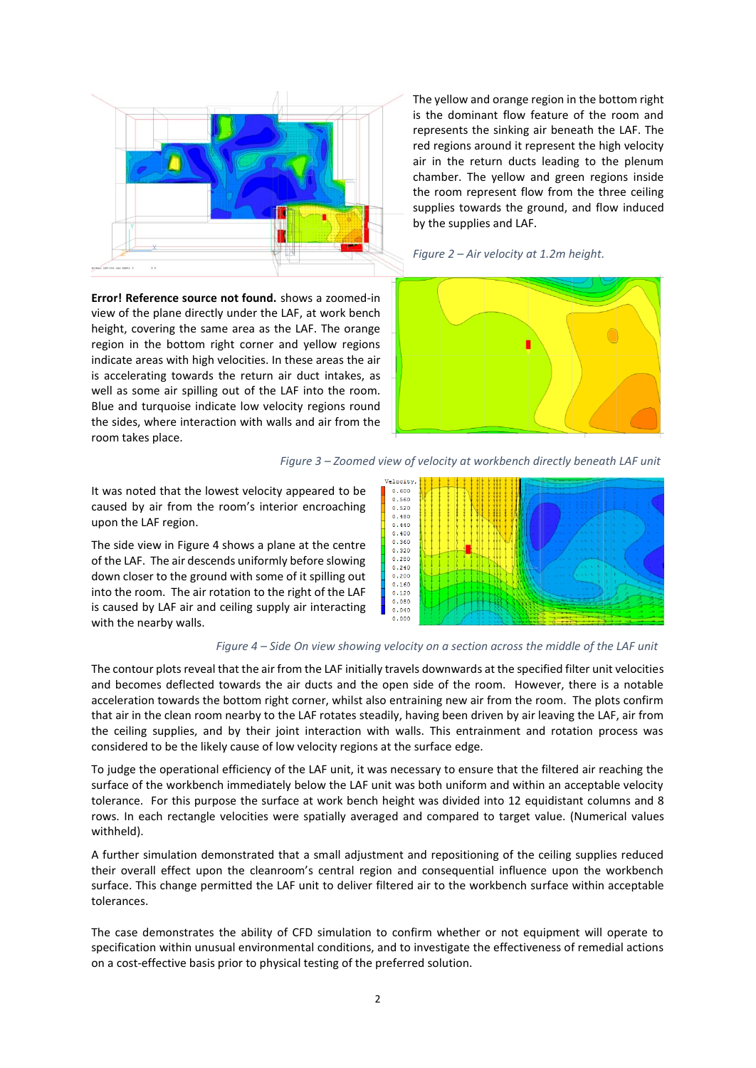The yellow and orange region in the bottom right is the dominant flow feature of the room and represents the sinking air beneath the LAF. The red regions around it represent the high velocity air in the return ducts leading to the plenum chamber. The yellow and green regions inside the room represent flow from the three ceiling supplies towards the ground, and flow induced by the supplies and LAF.

*Figure 2 – Air velocity at 1.2m height.*

**Error! Reference source not found.** shows a zoomed-in view of the plane directly under the LAF, at work bench height, covering the same area as the LAF. The orange region in the bottom right corner and yellow regions indicate areas with high velocities. In these areas the air is accelerating towards the return air duct intakes, as well as some air spilling out of the LAF into the room. Blue and turquoise indicate low velocity regions round the sides, where interaction with walls and air from the room takes place.

*Figure 3 – Zoomed view of velocity at workbench directly beneath LAF unit*

It was noted that the lowest velocity appeared to be caused by air from the room's interior encroaching upon the LAF region.

The side view in Figure 4 shows a plane at the centre of the LAF. The air descends uniformly before slowing down closer to the ground with some of it spilling out into the room. The air rotation to the right of the LAF is caused by LAF air and ceiling supply air interacting with the nearby walls.

Velocity,
0.600
0.560
0.520
0.480
0.440
0.400
0.360
0.320
0.280
0.240
0.200
0.160
0.120
0.080
0.040
0.000

*Figure 4 – Side On view showing velocity on a section across the middle of the LAF unit*

The contour plots reveal that the air from the LAF initially travels downwards at the specified filter unit velocities and becomes deflected towards the air ducts and the open side of the room. However, there is a notable acceleration towards the bottom right corner, whilst also entraining new air from the room. The plots confirm that air in the clean room nearby to the LAF rotates steadily, having been driven by air leaving the LAF, air from the ceiling supplies, and by their joint interaction with walls. This entrainment and rotation process was considered to be the likely cause of low velocity regions at the surface edge.

To judge the operational efficiency of the LAF unit, it was necessary to ensure that the filtered air reaching the surface of the workbench immediately below the LAF unit was both uniform and within an acceptable velocity tolerance. For this purpose the surface at work bench height was divided into 12 equidistant columns and 8 rows. In each rectangle velocities were spatially averaged and compared to target value. (Numerical values withheld).

A further simulation demonstrated that a small adjustment and repositioning of the ceiling supplies reduced their overall effect upon the cleanroom's central region and consequential influence upon the workbench surface. This change permitted the LAF unit to deliver filtered air to the workbench surface within acceptable tolerances.

The case demonstrates the ability of CFD simulation to confirm whether or not equipment will operate to specification within unusual environmental conditions, and to investigate the effectiveness of remedial actions on a cost-effective basis prior to physical testing of the preferred solution.